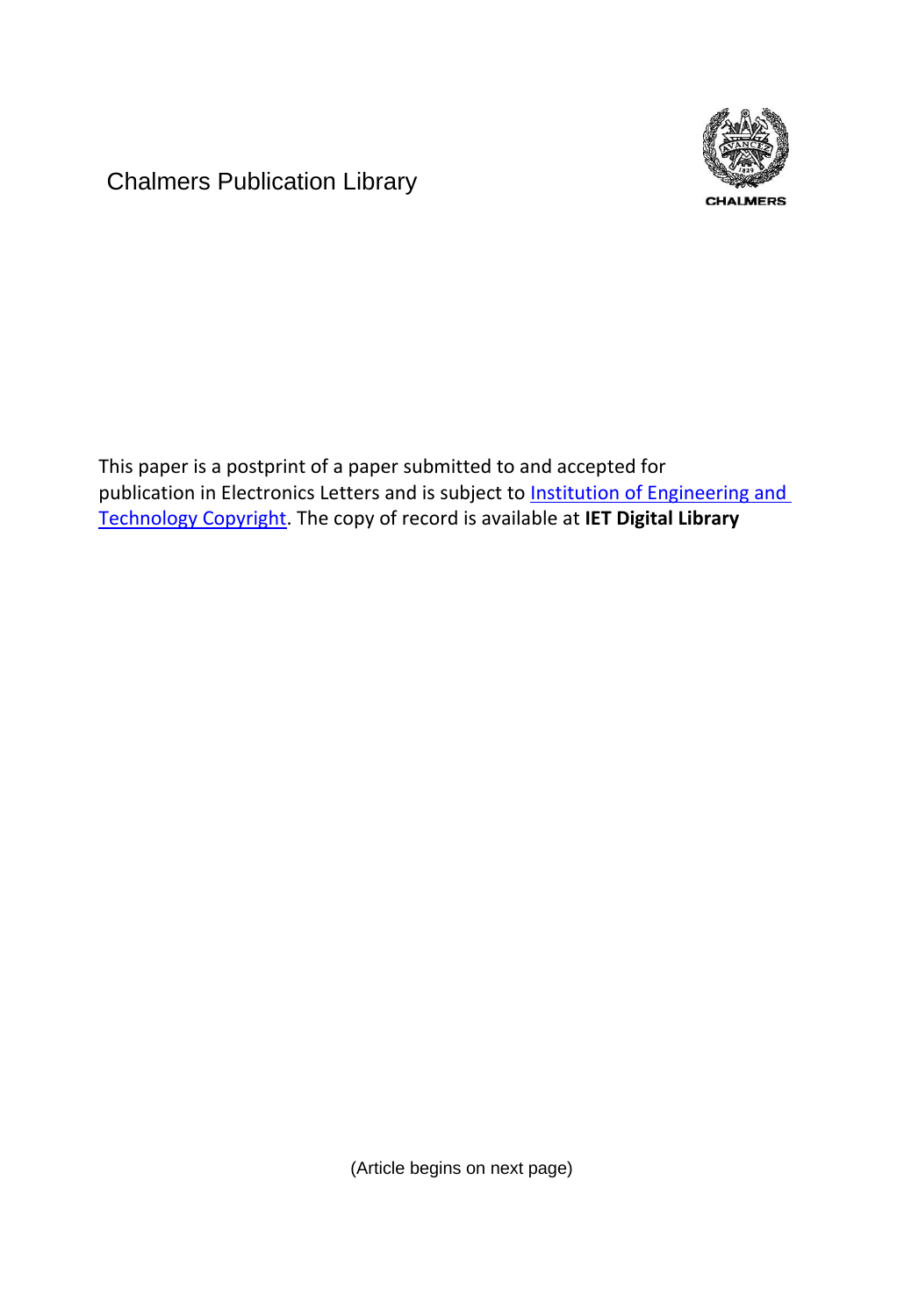Chalmers Publication Library

CHALMERS

This paper is a postprint of a paper submitted to and accepted for publication in Electronics Letters and is subject to Institution of Engineering and Technology Copyright. The copy of record is available at **IET Digital Library**

(Article begins on next page)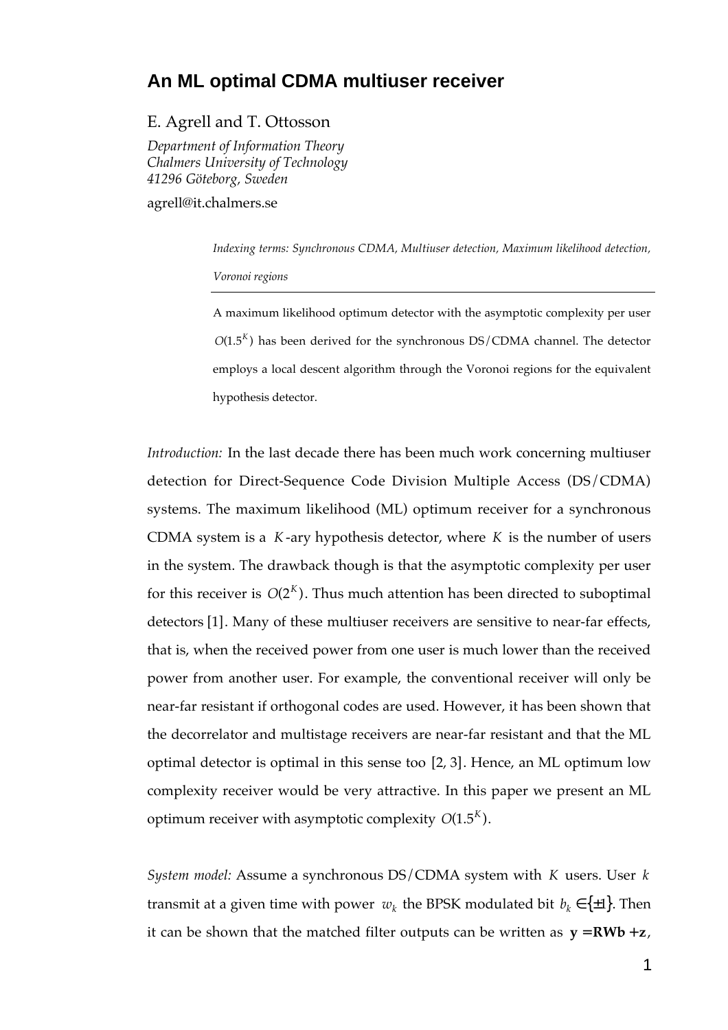## An ML optimal CDMA multiuser receiver

E. Agrell and T. Ottosson

*Department of Information Theory*
*Chalmers University of Technology*
*41296 Göteborg, Sweden*

agrell@it.chalmers.se

*Indexing terms: Synchronous CDMA, Multiuser detection, Maximum likelihood detection, Voronoi regions*

---

A maximum likelihood optimum detector with the asymptotic complexity per user $O(1.5^K)$ has been derived for the synchronous DS/CDMA channel. The detector employs a local descent algorithm through the Voronoi regions for the equivalent hypothesis detector.

*Introduction:* In the last decade there has been much work concerning multiuser detection for Direct-Sequence Code Division Multiple Access (DS/CDMA) systems. The maximum likelihood (ML) optimum receiver for a synchronous CDMA system is a $K$-ary hypothesis detector, where $K$ is the number of users in the system. The drawback though is that the asymptotic complexity per user for this receiver is $O(2^K)$. Thus much attention has been directed to suboptimal detectors [1]. Many of these multiuser receivers are sensitive to near-far effects, that is, when the received power from one user is much lower than the received power from another user. For example, the conventional receiver will only be near-far resistant if orthogonal codes are used. However, it has been shown that the decorrelator and multistage receivers are near-far resistant and that the ML optimal detector is optimal in this sense too [2, 3]. Hence, an ML optimum low complexity receiver would be very attractive. In this paper we present an ML optimum receiver with asymptotic complexity $O(1.5^K)$.

*System model:* Assume a synchronous DS/CDMA system with $K$ users. User $k$ transmit at a given time with power $w_k$ the BPSK modulated bit $b_k \in \{\pm 1\}$. Then it can be shown that the matched filter outputs can be written as $\mathbf{y} = \mathbf{RWb} + \mathbf{z}$,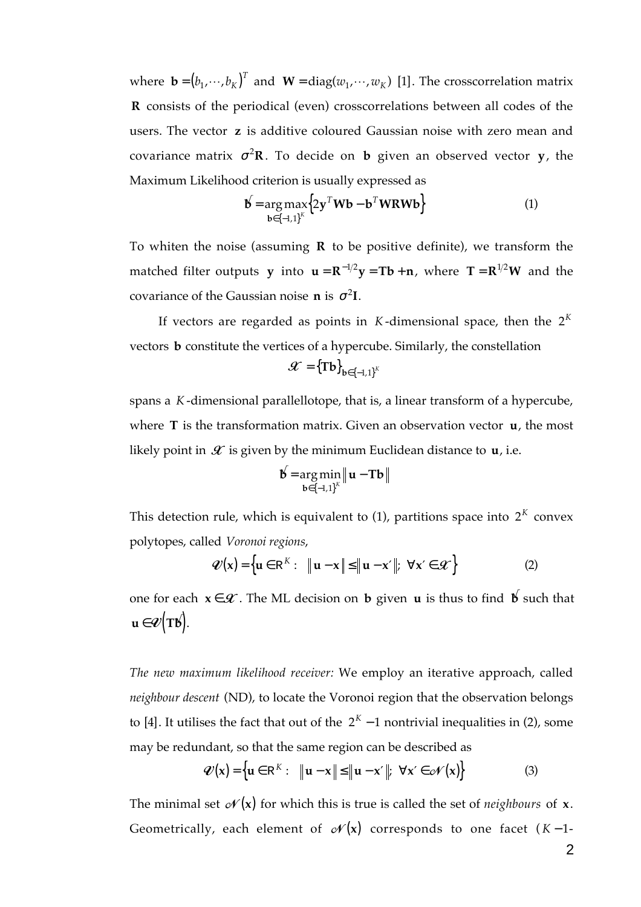where $\mathbf{b} = (b_1, \cdots, b_K)^T$ and $\mathbf{W} = \text{diag}(w_1, \cdots, w_K)$ [1]. The crosscorrelation matrix $\mathbf{R}$ consists of the periodical (even) crosscorrelations between all codes of the users. The vector $\mathbf{z}$ is additive coloured Gaussian noise with zero mean and covariance matrix $\sigma^2 \mathbf{R}$. To decide on $\mathbf{b}$ given an observed vector $\mathbf{y}$, the Maximum Likelihood criterion is usually expressed as

$$\hat{\mathbf{b}} = \arg\max_{\mathbf{b} \in \{-1,1\}^K} \left\{ 2\mathbf{y}^T \mathbf{W} \mathbf{b} - \mathbf{b}^T \mathbf{W} \mathbf{R} \mathbf{W} \mathbf{b} \right\} \tag{1}$$

To whiten the noise (assuming $\mathbf{R}$ to be positive definite), we transform the matched filter outputs $\mathbf{y}$ into $\mathbf{u} = \mathbf{R}^{-1/2} \mathbf{y} = \mathbf{T}\mathbf{b} + \mathbf{n}$, where $\mathbf{T} = \mathbf{R}^{1/2} \mathbf{W}$ and the covariance of the Gaussian noise $\mathbf{n}$ is $\sigma^2 \mathbf{I}$.

If vectors are regarded as points in $K$-dimensional space, then the $2^K$ vectors $\mathbf{b}$ constitute the vertices of a hypercube. Similarly, the constellation

$$\mathcal{X} = \{\mathbf{T}\mathbf{b}\}_{\mathbf{b} \in \{-1,1\}^K}$$

spans a $K$-dimensional parallellotope, that is, a linear transform of a hypercube, where $\mathbf{T}$ is the transformation matrix. Given an observation vector $\mathbf{u}$, the most likely point in $\mathcal{X}$ is given by the minimum Euclidean distance to $\mathbf{u}$, i.e.

$$\hat{\mathbf{b}} = \arg\min_{\mathbf{b} \in \{-1,1\}^K} \left\| \mathbf{u} - \mathbf{T}\mathbf{b} \right\|$$

This detection rule, which is equivalent to (1), partitions space into $2^K$ convex polytopes, called *Voronoi regions*,

$$\mathcal{V}(\mathbf{x}) = \left\{ \mathbf{u} \in \mathbb{R}^K : \ \left\| \mathbf{u} - \mathbf{x} \right\| \le \left\| \mathbf{u} - \mathbf{x}' \right\|; \ \forall \mathbf{x}' \in \mathcal{X} \right\} \tag{2}$$

one for each $\mathbf{x} \in \mathcal{X}$. The ML decision on $\mathbf{b}$ given $\mathbf{u}$ is thus to find $\hat{\mathbf{b}}$ such that $\mathbf{u} \in \mathcal{V}(\mathbf{T}\hat{\mathbf{b}})$.

*The new maximum likelihood receiver:* We employ an iterative approach, called *neighbour descent* (ND), to locate the Voronoi region that the observation belongs to [4]. It utilises the fact that out of the $2^K - 1$ nontrivial inequalities in (2), some may be redundant, so that the same region can be described as

$$\mathcal{V}(\mathbf{x}) = \left\{ \mathbf{u} \in \mathbb{R}^K : \ \left\| \mathbf{u} - \mathbf{x} \right\| \le \left\| \mathbf{u} - \mathbf{x}' \right\|; \ \forall \mathbf{x}' \in \mathcal{N}(\mathbf{x}) \right\} \tag{3}$$

The minimal set $\mathcal{N}(\mathbf{x})$ for which this is true is called the set of *neighbours* of $\mathbf{x}$. Geometrically, each element of $\mathcal{N}(\mathbf{x})$ corresponds to one facet ($K-1$-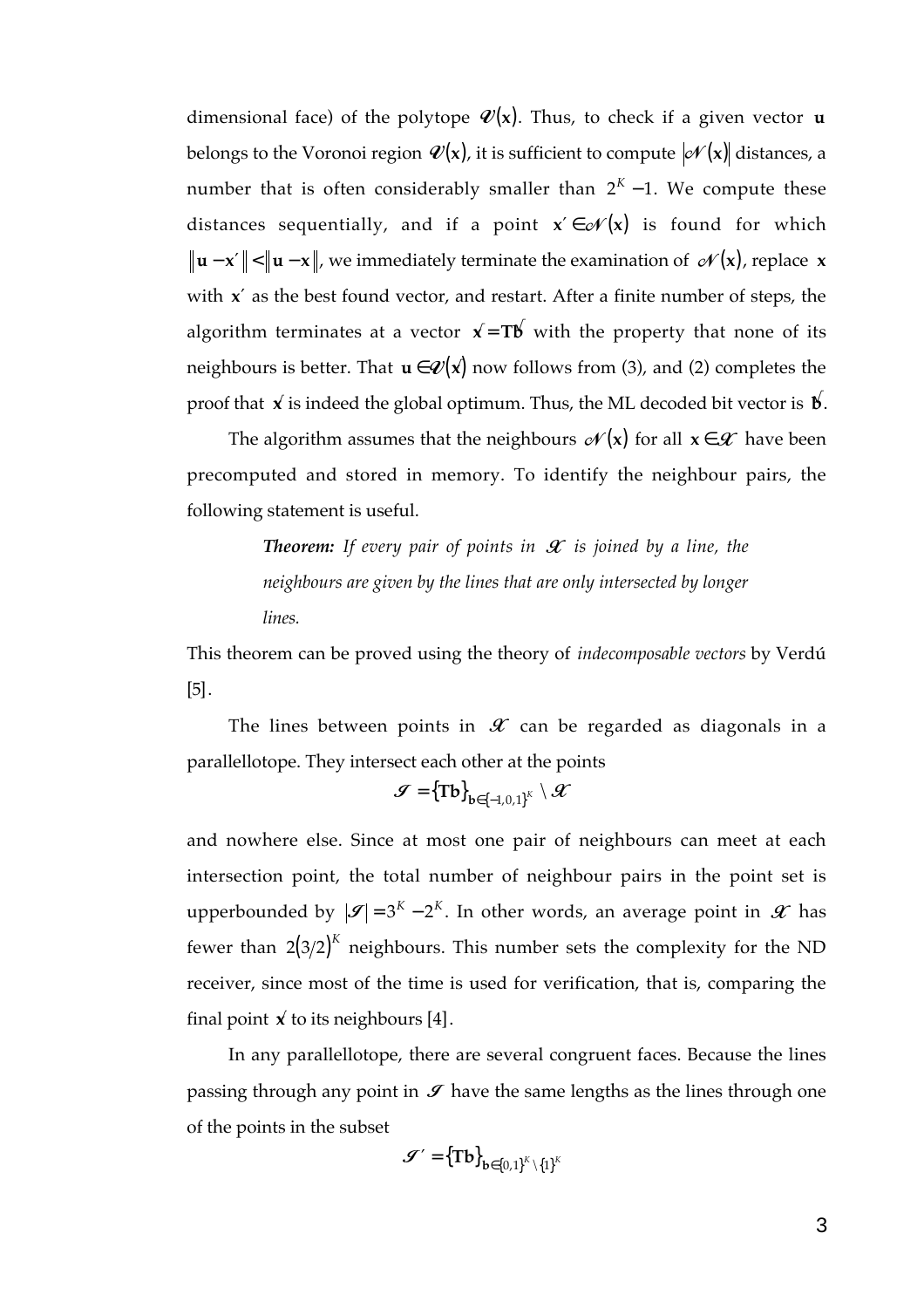dimensional face) of the polytope $\mathcal{V}(\mathbf{x})$. Thus, to check if a given vector $\mathbf{u}$ belongs to the Voronoi region $\mathcal{V}(\mathbf{x})$, it is sufficient to compute $|\mathcal{N}(\mathbf{x})|$ distances, a number that is often considerably smaller than $2^K - 1$. We compute these distances sequentially, and if a point $\mathbf{x}' \in \mathcal{N}(\mathbf{x})$ is found for which $\|\mathbf{u}-\mathbf{x}'\| < \|\mathbf{u}-\mathbf{x}\|$, we immediately terminate the examination of $\mathcal{N}(\mathbf{x})$, replace $\mathbf{x}$ with $\mathbf{x}'$ as the best found vector, and restart. After a finite number of steps, the algorithm terminates at a vector $\hat{\mathbf{x}} = \mathbf{T}\hat{\mathbf{b}}$ with the property that none of its neighbours is better. That $\mathbf{u} \in \mathcal{V}(\hat{\mathbf{x}})$ now follows from (3), and (2) completes the proof that $\hat{\mathbf{x}}$ is indeed the global optimum. Thus, the ML decoded bit vector is $\hat{\mathbf{b}}$.

The algorithm assumes that the neighbours $\mathcal{N}(\mathbf{x})$ for all $\mathbf{x} \in \mathcal{X}$ have been precomputed and stored in memory. To identify the neighbour pairs, the following statement is useful.

> ***Theorem:*** *If every pair of points in $\mathcal{X}$ is joined by a line, the neighbours are given by the lines that are only intersected by longer lines.*

This theorem can be proved using the theory of *indecomposable vectors* by Verdú [5].

The lines between points in $\mathcal{X}$ can be regarded as diagonals in a parallellotope. They intersect each other at the points

$$\mathcal{I} = \{\mathbf{Tb}\}_{\mathbf{b}\in\{-1,0,1\}^K} \setminus \mathcal{X}$$

and nowhere else. Since at most one pair of neighbours can meet at each intersection point, the total number of neighbour pairs in the point set is upperbounded by $|\mathcal{I}| = 3^K - 2^K$. In other words, an average point in $\mathcal{X}$ has fewer than $2(3/2)^K$ neighbours. This number sets the complexity for the ND receiver, since most of the time is used for verification, that is, comparing the final point $\hat{\mathbf{x}}$ to its neighbours [4].

In any parallellotope, there are several congruent faces. Because the lines passing through any point in $\mathcal{I}$ have the same lengths as the lines through one of the points in the subset

$$\mathcal{I}' = \{\mathbf{Tb}\}_{\mathbf{b}\in\{0,1\}^K \setminus \{1\}^K}$$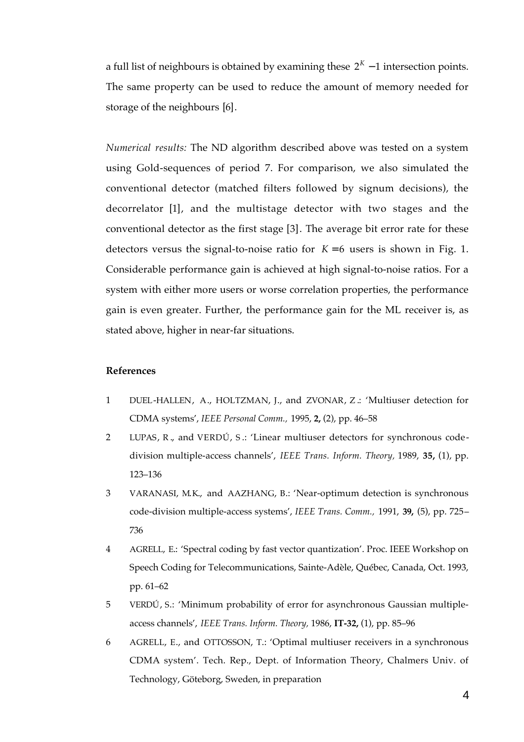a full list of neighbours is obtained by examining these $2^K - 1$ intersection points. The same property can be used to reduce the amount of memory needed for storage of the neighbours [6].

*Numerical results:* The ND algorithm described above was tested on a system using Gold-sequences of period 7. For comparison, we also simulated the conventional detector (matched filters followed by signum decisions), the decorrelator [1], and the multistage detector with two stages and the conventional detector as the first stage [3]. The average bit error rate for these detectors versus the signal-to-noise ratio for $K = 6$ users is shown in Fig. 1. Considerable performance gain is achieved at high signal-to-noise ratios. For a system with either more users or worse correlation properties, the performance gain is even greater. Further, the performance gain for the ML receiver is, as stated above, higher in near-far situations.

**References**

1. DUEL-HALLEN, A., HOLTZMAN, J., and ZVONAR, Z.: 'Multiuser detection for CDMA systems', *IEEE Personal Comm.,* 1995, **2,** (2), pp. 46–58
2. LUPAS, R., and VERDÚ, S.: 'Linear multiuser detectors for synchronous code-division multiple-access channels', *IEEE Trans. Inform. Theory,* 1989, **35,** (1), pp. 123–136
3. VARANASI, M.K., and AAZHANG, B.: 'Near-optimum detection is synchronous code-division multiple-access systems', *IEEE Trans. Comm.,* 1991, **39,** (5), pp. 725–736
4. AGRELL, E.: 'Spectral coding by fast vector quantization'. Proc. IEEE Workshop on Speech Coding for Telecommunications, Sainte-Adèle, Québec, Canada, Oct. 1993, pp. 61–62
5. VERDÚ, S.: 'Minimum probability of error for asynchronous Gaussian multiple-access channels', *IEEE Trans. Inform. Theory,* 1986, **IT-32,** (1), pp. 85–96
6. AGRELL, E., and OTTOSSON, T.: 'Optimal multiuser receivers in a synchronous CDMA system'. Tech. Rep., Dept. of Information Theory, Chalmers Univ. of Technology, Göteborg, Sweden, in preparation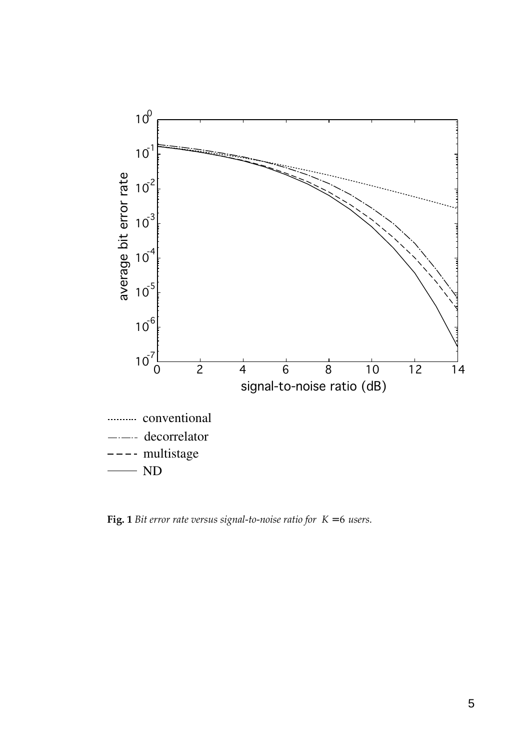average bit error rate

$10^0$
$10^{-1}$
$10^{-2}$
$10^{-3}$
$10^{-4}$
$10^{-5}$
$10^{-6}$
$10^{-7}$

0 2 4 6 8 10 12 14

signal-to-noise ratio (dB)

conventional
decorrelator
multistage
ND

**Fig. 1** *Bit error rate versus signal-to-noise ratio for* $K = 6$ *users.*